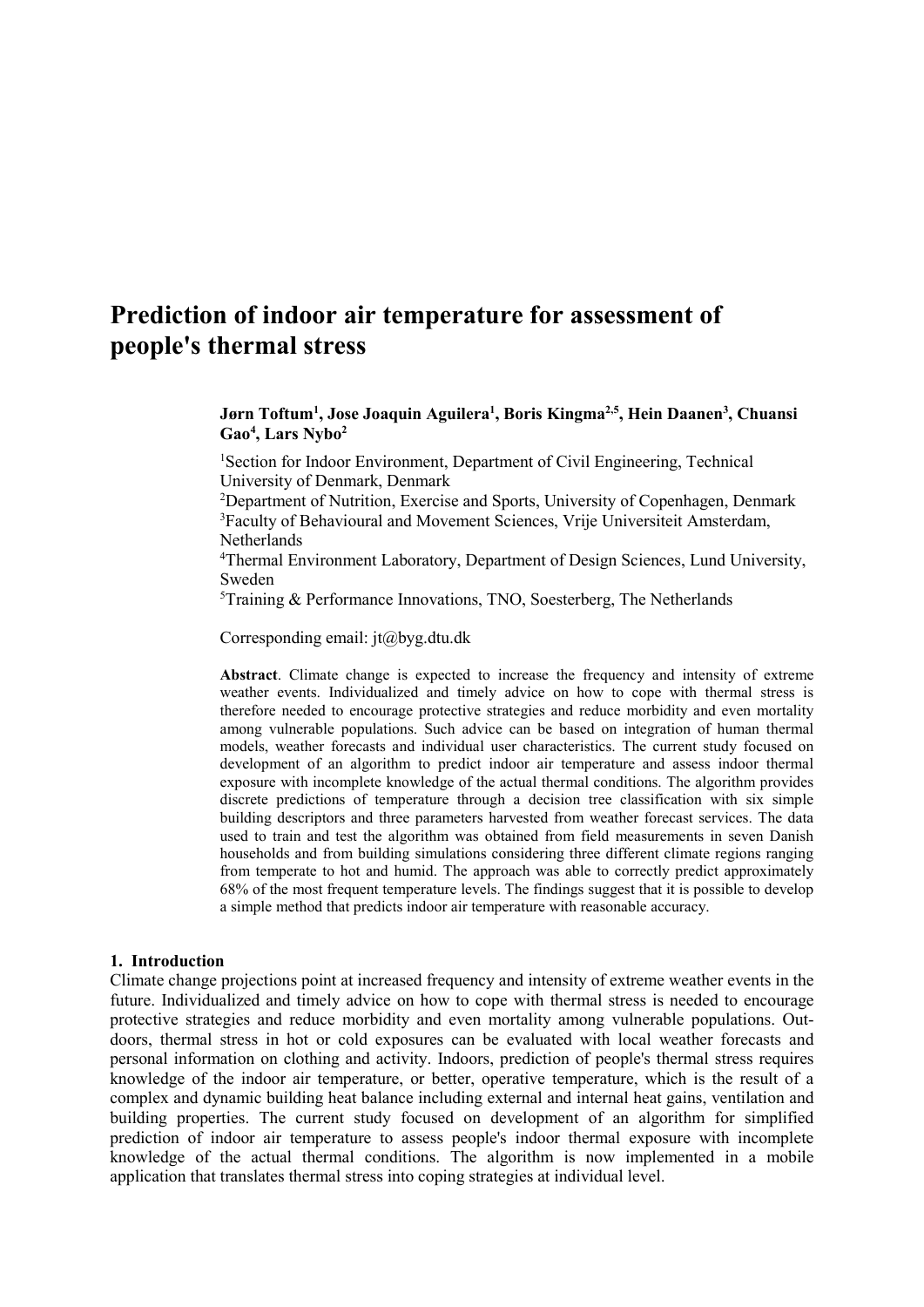# Prediction of indoor air temperature for assessment of people's thermal stress

**Jørn Toftum[1], Jose Joaquin Aguilera[1], Boris Kingma[2,5], Hein Daanen[3], Chuansi Gao[4], Lars Nybo[2]**

[1]Section for Indoor Environment, Department of Civil Engineering, Technical University of Denmark, Denmark

[2]Department of Nutrition, Exercise and Sports, University of Copenhagen, Denmark

[3]Faculty of Behavioural and Movement Sciences, Vrije Universiteit Amsterdam, Netherlands

[4]Thermal Environment Laboratory, Department of Design Sciences, Lund University, Sweden

[5]Training & Performance Innovations, TNO, Soesterberg, The Netherlands

Corresponding email: jt@byg.dtu.dk

**Abstract**. Climate change is expected to increase the frequency and intensity of extreme weather events. Individualized and timely advice on how to cope with thermal stress is therefore needed to encourage protective strategies and reduce morbidity and even mortality among vulnerable populations. Such advice can be based on integration of human thermal models, weather forecasts and individual user characteristics. The current study focused on development of an algorithm to predict indoor air temperature and assess indoor thermal exposure with incomplete knowledge of the actual thermal conditions. The algorithm provides discrete predictions of temperature through a decision tree classification with six simple building descriptors and three parameters harvested from weather forecast services. The data used to train and test the algorithm was obtained from field measurements in seven Danish households and from building simulations considering three different climate regions ranging from temperate to hot and humid. The approach was able to correctly predict approximately 68% of the most frequent temperature levels. The findings suggest that it is possible to develop a simple method that predicts indoor air temperature with reasonable accuracy.

## 1. Introduction

Climate change projections point at increased frequency and intensity of extreme weather events in the future. Individualized and timely advice on how to cope with thermal stress is needed to encourage protective strategies and reduce morbidity and even mortality among vulnerable populations. Outdoors, thermal stress in hot or cold exposures can be evaluated with local weather forecasts and personal information on clothing and activity. Indoors, prediction of people's thermal stress requires knowledge of the indoor air temperature, or better, operative temperature, which is the result of a complex and dynamic building heat balance including external and internal heat gains, ventilation and building properties. The current study focused on development of an algorithm for simplified prediction of indoor air temperature to assess people's indoor thermal exposure with incomplete knowledge of the actual thermal conditions. The algorithm is now implemented in a mobile application that translates thermal stress into coping strategies at individual level.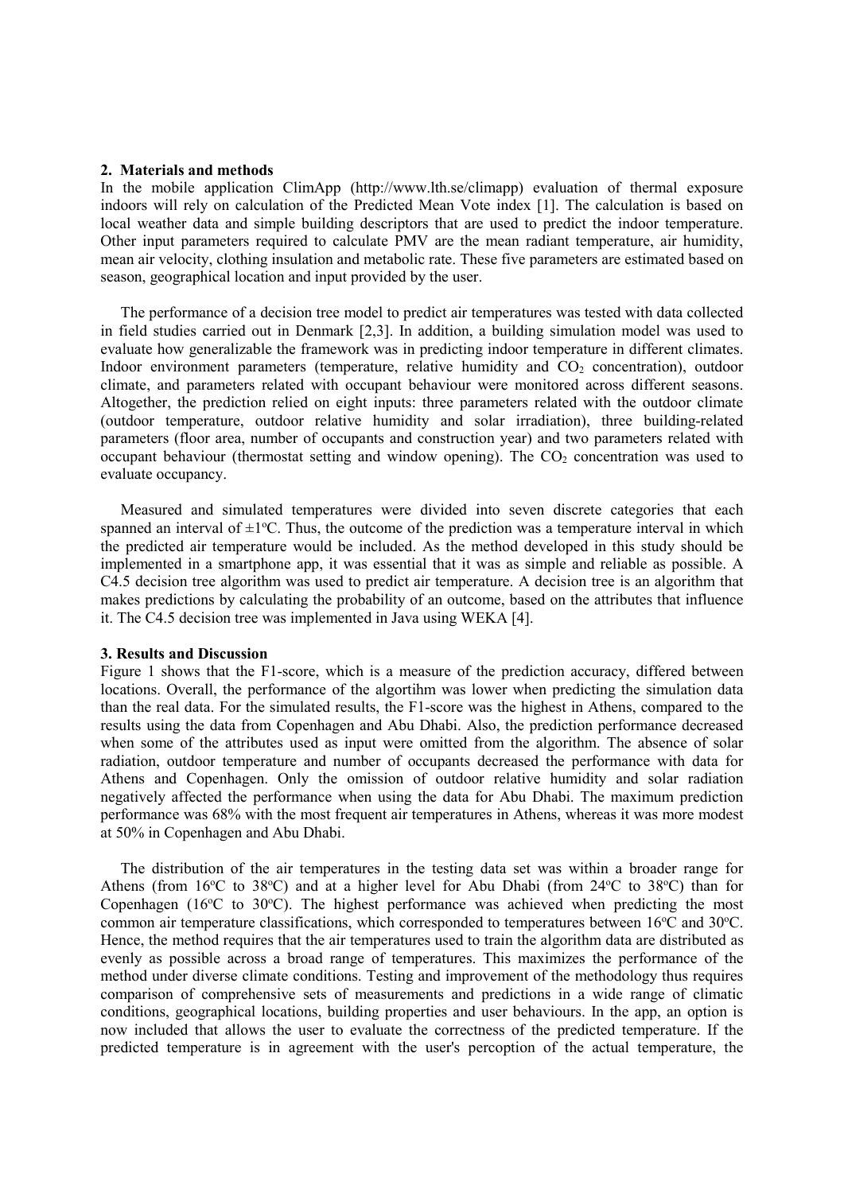## 2. Materials and methods

In the mobile application ClimApp (http://www.lth.se/climapp) evaluation of thermal exposure indoors will rely on calculation of the Predicted Mean Vote index [1]. The calculation is based on local weather data and simple building descriptors that are used to predict the indoor temperature. Other input parameters required to calculate PMV are the mean radiant temperature, air humidity, mean air velocity, clothing insulation and metabolic rate. These five parameters are estimated based on season, geographical location and input provided by the user.

The performance of a decision tree model to predict air temperatures was tested with data collected in field studies carried out in Denmark [2,3]. In addition, a building simulation model was used to evaluate how generalizable the framework was in predicting indoor temperature in different climates. Indoor environment parameters (temperature, relative humidity and $CO_2$ concentration), outdoor climate, and parameters related with occupant behaviour were monitored across different seasons. Altogether, the prediction relied on eight inputs: three parameters related with the outdoor climate (outdoor temperature, outdoor relative humidity and solar irradiation), three building-related parameters (floor area, number of occupants and construction year) and two parameters related with occupant behaviour (thermostat setting and window opening). The $CO_2$ concentration was used to evaluate occupancy.

Measured and simulated temperatures were divided into seven discrete categories that each spanned an interval of $\pm 1^{\circ}C$. Thus, the outcome of the prediction was a temperature interval in which the predicted air temperature would be included. As the method developed in this study should be implemented in a smartphone app, it was essential that it was as simple and reliable as possible. A C4.5 decision tree algorithm was used to predict air temperature. A decision tree is an algorithm that makes predictions by calculating the probability of an outcome, based on the attributes that influence it. The C4.5 decision tree was implemented in Java using WEKA [4].

## 3. Results and Discussion

Figure 1 shows that the F1-score, which is a measure of the prediction accuracy, differed between locations. Overall, the performance of the algortihm was lower when predicting the simulation data than the real data. For the simulated results, the F1-score was the highest in Athens, compared to the results using the data from Copenhagen and Abu Dhabi. Also, the prediction performance decreased when some of the attributes used as input were omitted from the algorithm. The absence of solar radiation, outdoor temperature and number of occupants decreased the performance with data for Athens and Copenhagen. Only the omission of outdoor relative humidity and solar radiation negatively affected the performance when using the data for Abu Dhabi. The maximum prediction performance was 68% with the most frequent air temperatures in Athens, whereas it was more modest at 50% in Copenhagen and Abu Dhabi.

The distribution of the air temperatures in the testing data set was within a broader range for Athens (from $16^{o}C$ to $38^{o}C$) and at a higher level for Abu Dhabi (from $24^{o}C$ to $38^{o}C$) than for Copenhagen ($16^{o}C$ to $30^{o}C$). The highest performance was achieved when predicting the most common air temperature classifications, which corresponded to temperatures between $16^{o}C$ and $30^{o}C$. Hence, the method requires that the air temperatures used to train the algorithm data are distributed as evenly as possible across a broad range of temperatures. This maximizes the performance of the method under diverse climate conditions. Testing and improvement of the methodology thus requires comparison of comprehensive sets of measurements and predictions in a wide range of climatic conditions, geographical locations, building properties and user behaviours. In the app, an option is now included that allows the user to evaluate the correctness of the predicted temperature. If the predicted temperature is in agreement with the user's percoption of the actual temperature, the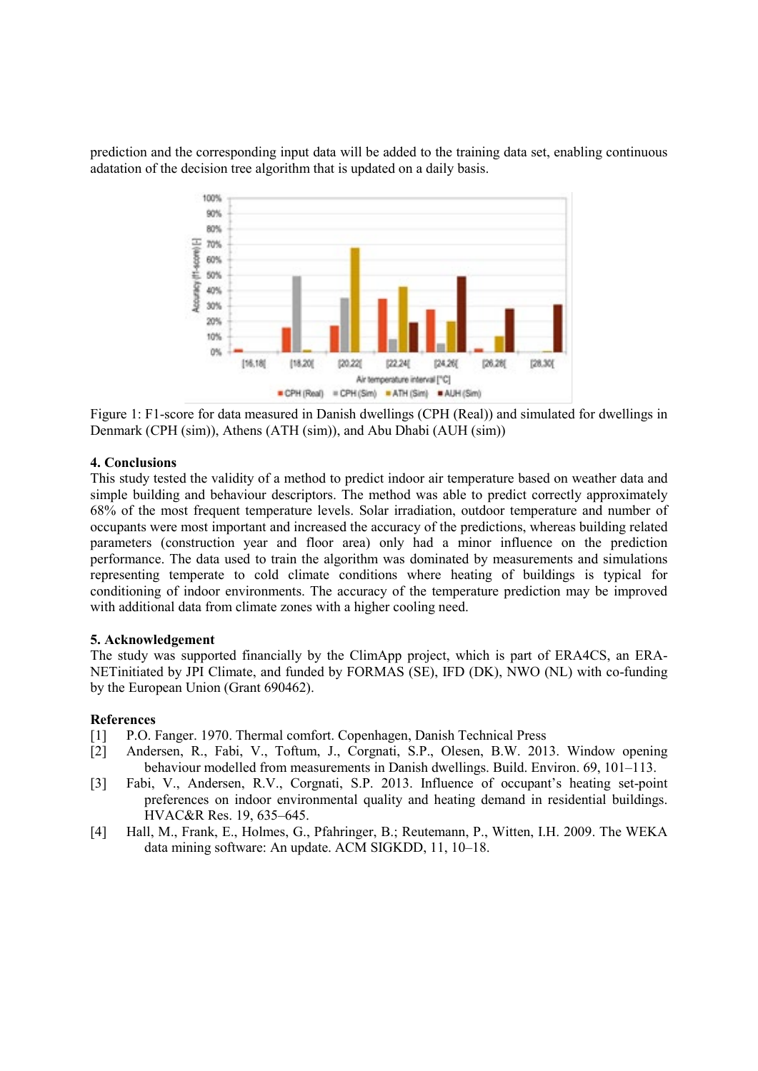prediction and the corresponding input data will be added to the training data set, enabling continuous adatation of the decision tree algorithm that is updated on a daily basis.

100%
90%
80%
70%
60%
50%
40%
30%
20%
10%
0%
Accuracy (f1-score) [-]
[16,18[ [18,20[ [20,22[ [22,24[ [24,26[ [26,28[ [28,30[
Air temperature interval [°C]
CPH (Real) CPH (Sim) ATH (Sim) AUH (Sim)

Figure 1: F1-score for data measured in Danish dwellings (CPH (Real)) and simulated for dwellings in Denmark (CPH (sim)), Athens (ATH (sim)), and Abu Dhabi (AUH (sim))

## 4. Conclusions

This study tested the validity of a method to predict indoor air temperature based on weather data and simple building and behaviour descriptors. The method was able to predict correctly approximately 68% of the most frequent temperature levels. Solar irradiation, outdoor temperature and number of occupants were most important and increased the accuracy of the predictions, whereas building related parameters (construction year and floor area) only had a minor influence on the prediction performance. The data used to train the algorithm was dominated by measurements and simulations representing temperate to cold climate conditions where heating of buildings is typical for conditioning of indoor environments. The accuracy of the temperature prediction may be improved with additional data from climate zones with a higher cooling need.

## 5. Acknowledgement

The study was supported financially by the ClimApp project, which is part of ERA4CS, an ERA-NETinitiated by JPI Climate, and funded by FORMAS (SE), IFD (DK), NWO (NL) with co-funding by the European Union (Grant 690462).

## References

[1] P.O. Fanger. 1970. Thermal comfort. Copenhagen, Danish Technical Press

[2] Andersen, R., Fabi, V., Toftum, J., Corgnati, S.P., Olesen, B.W. 2013. Window opening behaviour modelled from measurements in Danish dwellings. Build. Environ. 69, 101–113.

[3] Fabi, V., Andersen, R.V., Corgnati, S.P. 2013. Influence of occupant's heating set-point preferences on indoor environmental quality and heating demand in residential buildings. HVAC&R Res. 19, 635–645.

[4] Hall, M., Frank, E., Holmes, G., Pfahringer, B.; Reutemann, P., Witten, I.H. 2009. The WEKA data mining software: An update. ACM SIGKDD, 11, 10–18.